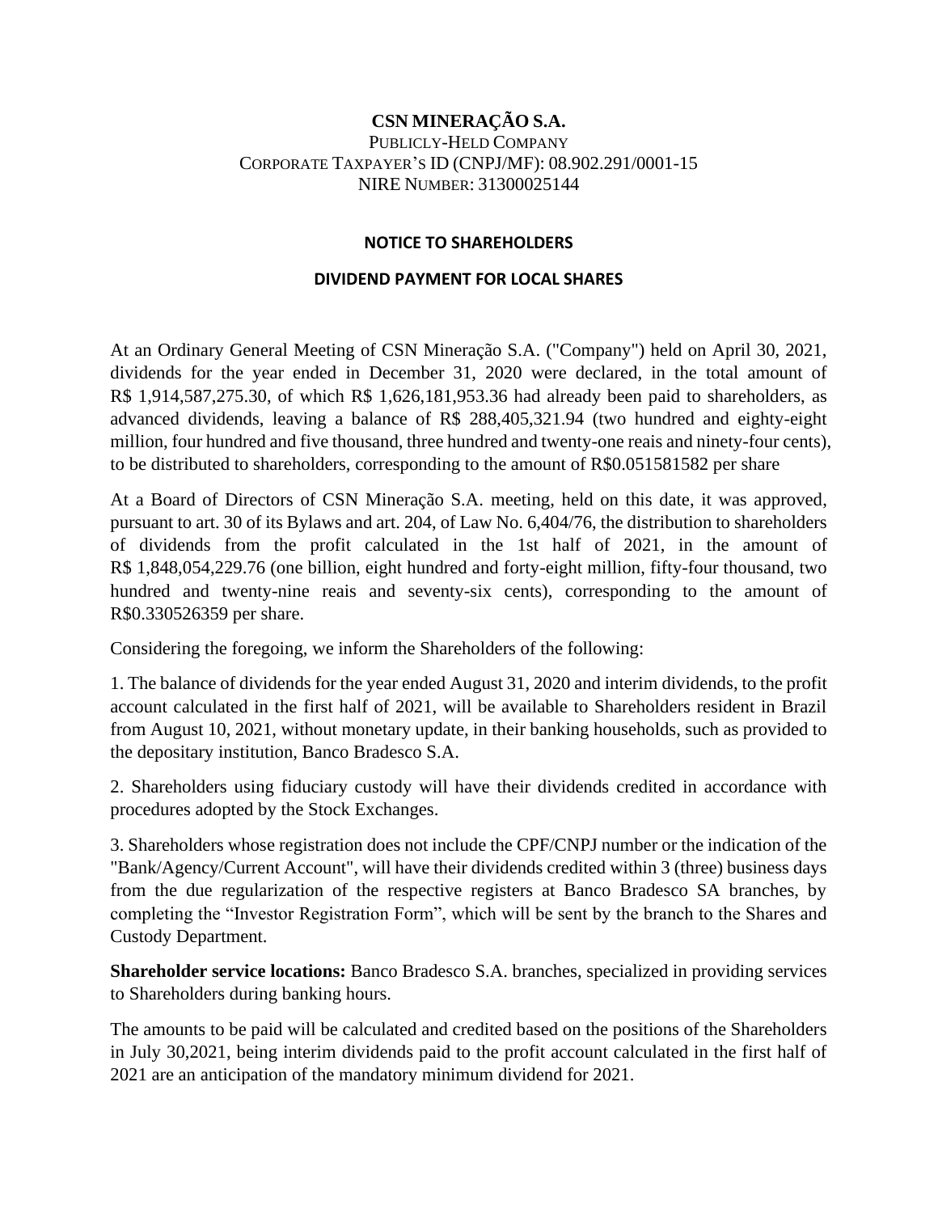**CSN MINERAÇÃO S.A.**
PUBLICLY-HELD COMPANY
CORPORATE TAXPAYER'S ID (CNPJ/MF): 08.902.291/0001-15
NIRE NUMBER: 31300025144

**NOTICE TO SHAREHOLDERS**

**DIVIDEND PAYMENT FOR LOCAL SHARES**

At an Ordinary General Meeting of CSN Mineração S.A. ("Company") held on April 30, 2021, dividends for the year ended in December 31, 2020 were declared, in the total amount of R$ 1,914,587,275.30, of which R$ 1,626,181,953.36 had already been paid to shareholders, as advanced dividends, leaving a balance of R$ 288,405,321.94 (two hundred and eighty-eight million, four hundred and five thousand, three hundred and twenty-one reais and ninety-four cents), to be distributed to shareholders, corresponding to the amount of R$0.051581582 per share

At a Board of Directors of CSN Mineração S.A. meeting, held on this date, it was approved, pursuant to art. 30 of its Bylaws and art. 204, of Law No. 6,404/76, the distribution to shareholders of dividends from the profit calculated in the 1st half of 2021, in the amount of R$ 1,848,054,229.76 (one billion, eight hundred and forty-eight million, fifty-four thousand, two hundred and twenty-nine reais and seventy-six cents), corresponding to the amount of R$0.330526359 per share.

Considering the foregoing, we inform the Shareholders of the following:

1. The balance of dividends for the year ended August 31, 2020 and interim dividends, to the profit account calculated in the first half of 2021, will be available to Shareholders resident in Brazil from August 10, 2021, without monetary update, in their banking households, such as provided to the depositary institution, Banco Bradesco S.A.

2. Shareholders using fiduciary custody will have their dividends credited in accordance with procedures adopted by the Stock Exchanges.

3. Shareholders whose registration does not include the CPF/CNPJ number or the indication of the "Bank/Agency/Current Account", will have their dividends credited within 3 (three) business days from the due regularization of the respective registers at Banco Bradesco SA branches, by completing the "Investor Registration Form", which will be sent by the branch to the Shares and Custody Department.

**Shareholder service locations:** Banco Bradesco S.A. branches, specialized in providing services to Shareholders during banking hours.

The amounts to be paid will be calculated and credited based on the positions of the Shareholders in July 30,2021, being interim dividends paid to the profit account calculated in the first half of 2021 are an anticipation of the mandatory minimum dividend for 2021.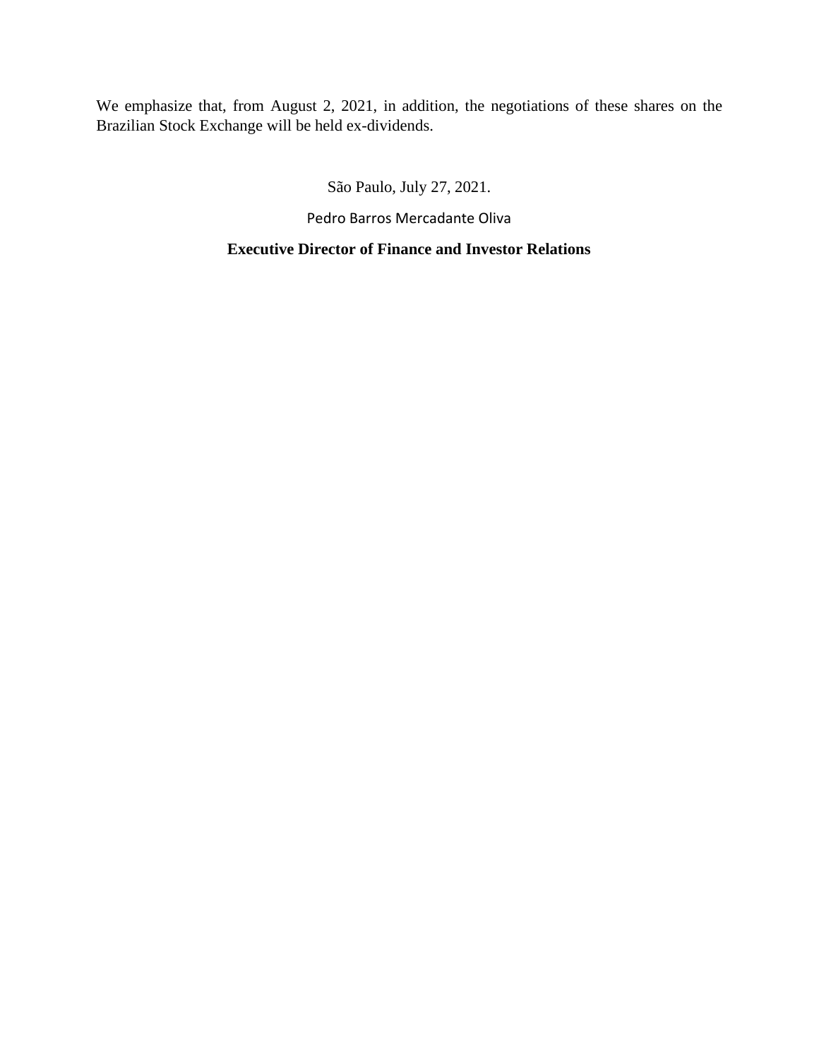We emphasize that, from August 2, 2021, in addition, the negotiations of these shares on the Brazilian Stock Exchange will be held ex-dividends.

São Paulo, July 27, 2021.

Pedro Barros Mercadante Oliva

**Executive Director of Finance and Investor Relations**